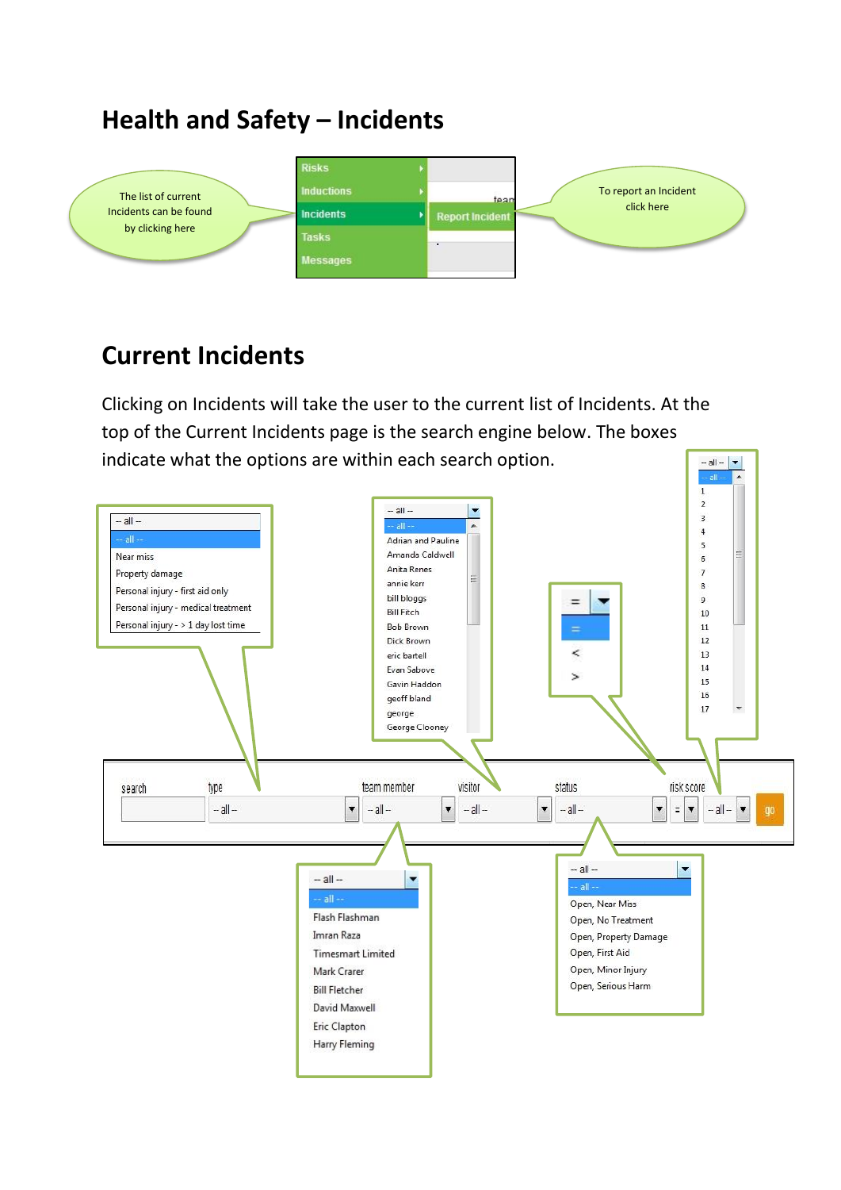# Health and Safety – Incidents

The list of current Incidents can be found by clicking here

Risks
Inductions
Incidents
Tasks
Messages

Report Incident

To report an Incident click here

# Current Incidents

Clicking on Incidents will take the user to the current list of Incidents. At the top of the Current Incidents page is the search engine below. The boxes indicate what the options are within each search option.

Type options:
- -- all --
- Near miss
- Property damage
- Personal injury - first aid only
- Personal injury - medical treatment
- Personal injury - > 1 day lost time

Visitor options:
- -- all --
- Adrian and Pauline
- Amanda Caldwell
- Anita Renes
- annie kerr
- bill bloggs
- Bill Fitch
- Bob Brown
- Dick Brown
- eric bartell
- Evan Sabove
- Gavin Haddon
- geoff bland
- george
- George Clooney

Risk score comparison options:
- =
- <
- >

Risk score options:
- -- all --
- 1, 2, 3, 4, 5, 6, 7, 8, 9, 10, 11, 12, 13, 14, 15, 16, 17

search | type | team member | visitor | status | risk score | go

Team member options:
- -- all --
- Flash Flashman
- Imran Raza
- Timesmart Limited
- Mark Crarer
- Bill Fletcher
- David Maxwell
- Eric Clapton
- Harry Fleming

Status options:
- -- all --
- Open, Near Miss
- Open, No Treatment
- Open, Property Damage
- Open, First Aid
- Open, Minor Injury
- Open, Serious Harm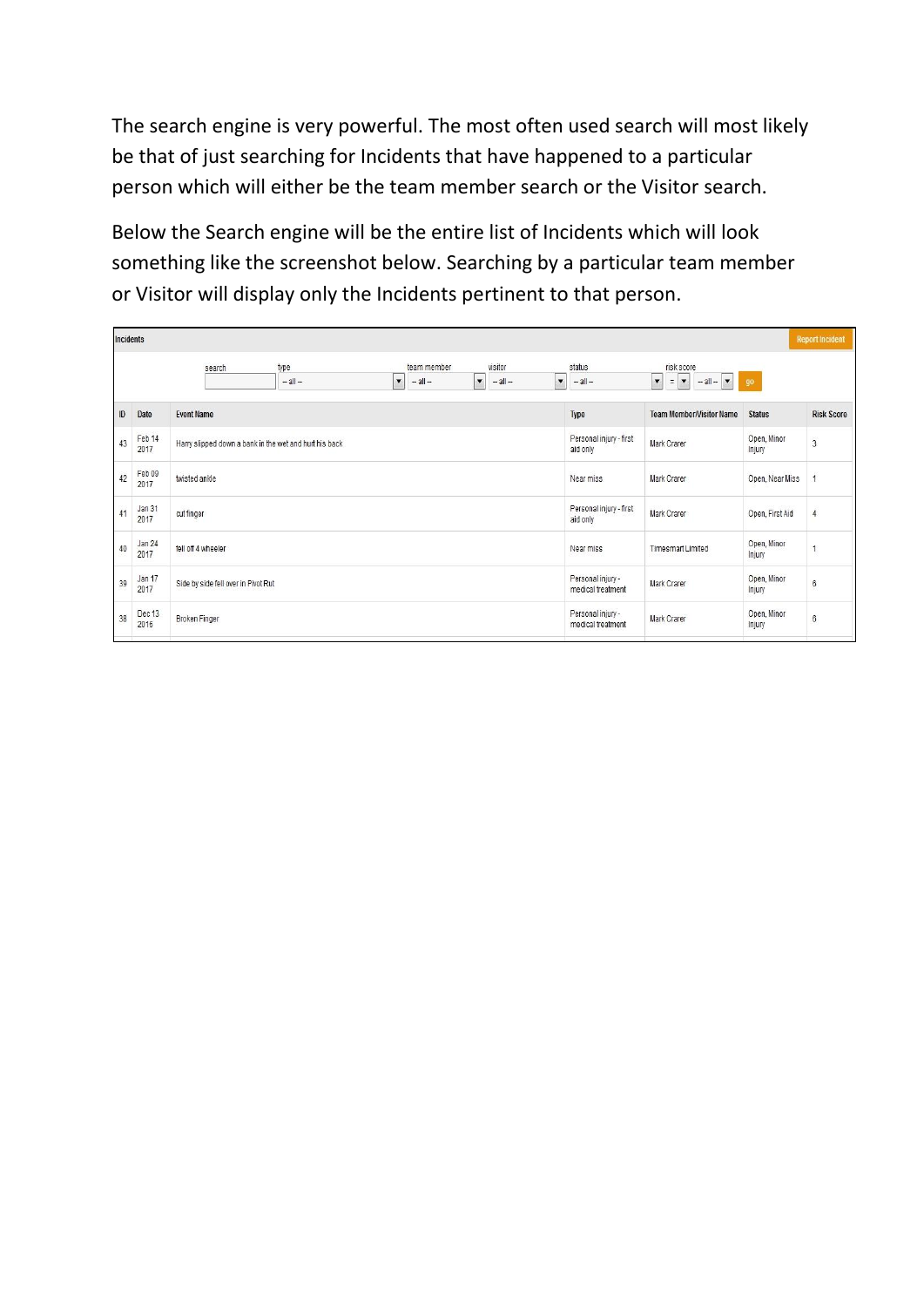The search engine is very powerful. The most often used search will most likely be that of just searching for Incidents that have happened to a particular person which will either be the team member search or the Visitor search.

Below the Search engine will be the entire list of Incidents which will look something like the screenshot below. Searching by a particular team member or Visitor will display only the Incidents pertinent to that person.

**Incidents** — Report Incident

search | type: -- all -- | team member: -- all -- | visitor: -- all -- | status: -- all -- | risk score: = -- all -- | go

| ID | Date | Event Name | Type | Team Member/Visitor Name | Status | Risk Score |
|---|---|---|---|---|---|---|
| 43 | Feb 14 2017 | Harry slipped down a bank in the wet and hurt his back | Personal injury - first aid only | Mark Crarer | Open, Minor Injury | 3 |
| 42 | Feb 09 2017 | twisted ankle | Near miss | Mark Crarer | Open, Near Miss | 1 |
| 41 | Jan 31 2017 | cut finger | Personal injury - first aid only | Mark Crarer | Open, First Aid | 4 |
| 40 | Jan 24 2017 | fell off 4 wheeler | Near miss | Timesmart Limited | Open, Minor Injury | 1 |
| 39 | Jan 17 2017 | Side by side fell over in Pivot Rut | Personal injury - medical treatment | Mark Crarer | Open, Minor Injury | 6 |
| 38 | Dec 13 2016 | Broken Finger | Personal injury - medical treatment | Mark Crarer | Open, Minor Injury | 6 |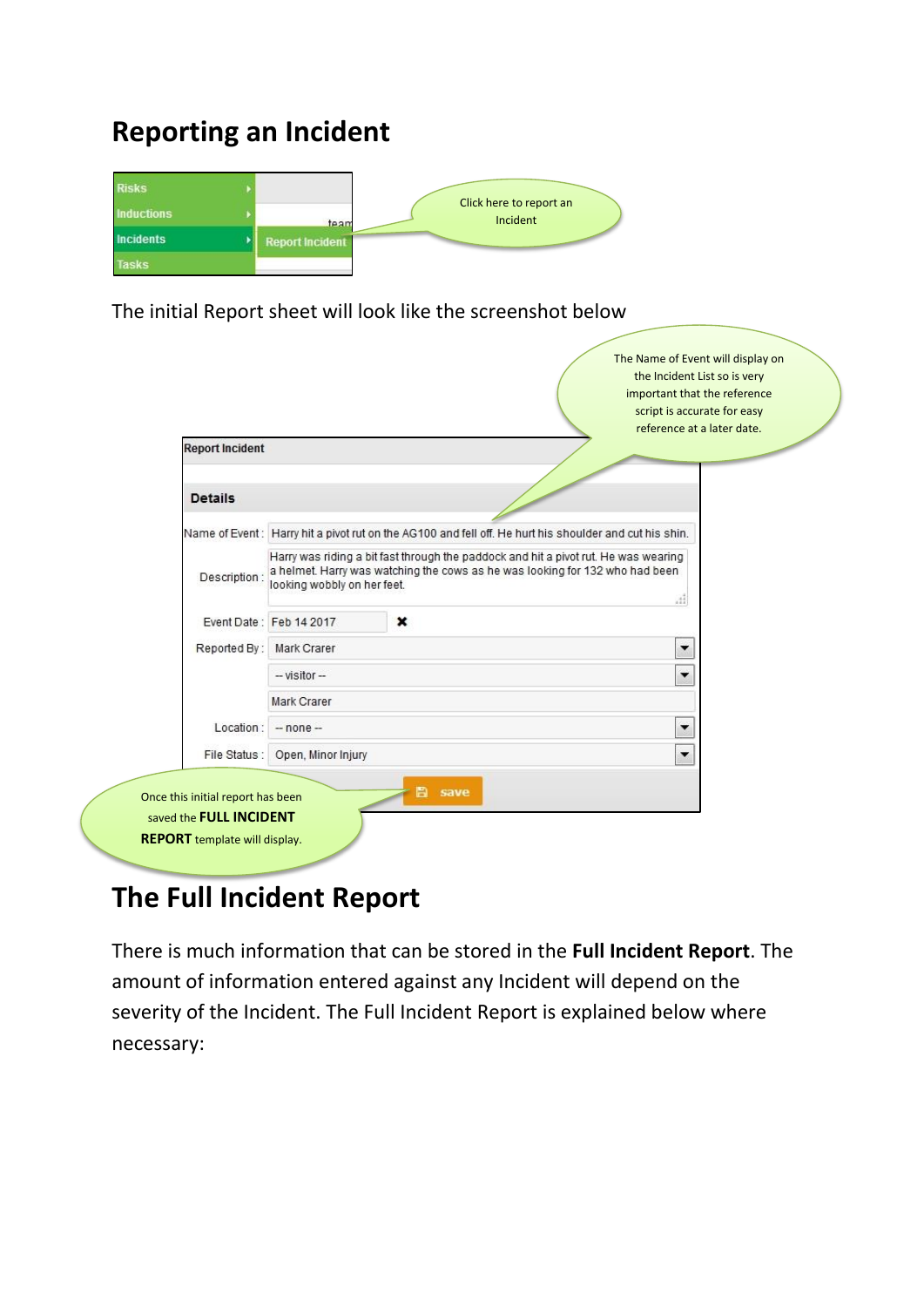# Reporting an Incident

Risks
Inductions
Incidents
Tasks

Report Incident

Click here to report an Incident

The initial Report sheet will look like the screenshot below

The Name of Event will display on the Incident List so is very important that the reference script is accurate for easy reference at a later date.

**Report Incident**

**Details**

Name of Event : Harry hit a pivot rut on the AG100 and fell off. He hurt his shoulder and cut his shin.

Description : Harry was riding a bit fast through the paddock and hit a pivot rut. He was wearing a helmet. Harry was watching the cows as he was looking for 132 who had been looking wobbly on her feet.

Event Date : Feb 14 2017

Reported By : Mark Crarer

-- visitor --

Mark Crarer

Location : -- none --

File Status : Open, Minor Injury

save

Once this initial report has been saved the **FULL INCIDENT REPORT** template will display.

# The Full Incident Report

There is much information that can be stored in the **Full Incident Report**. The amount of information entered against any Incident will depend on the severity of the Incident. The Full Incident Report is explained below where necessary: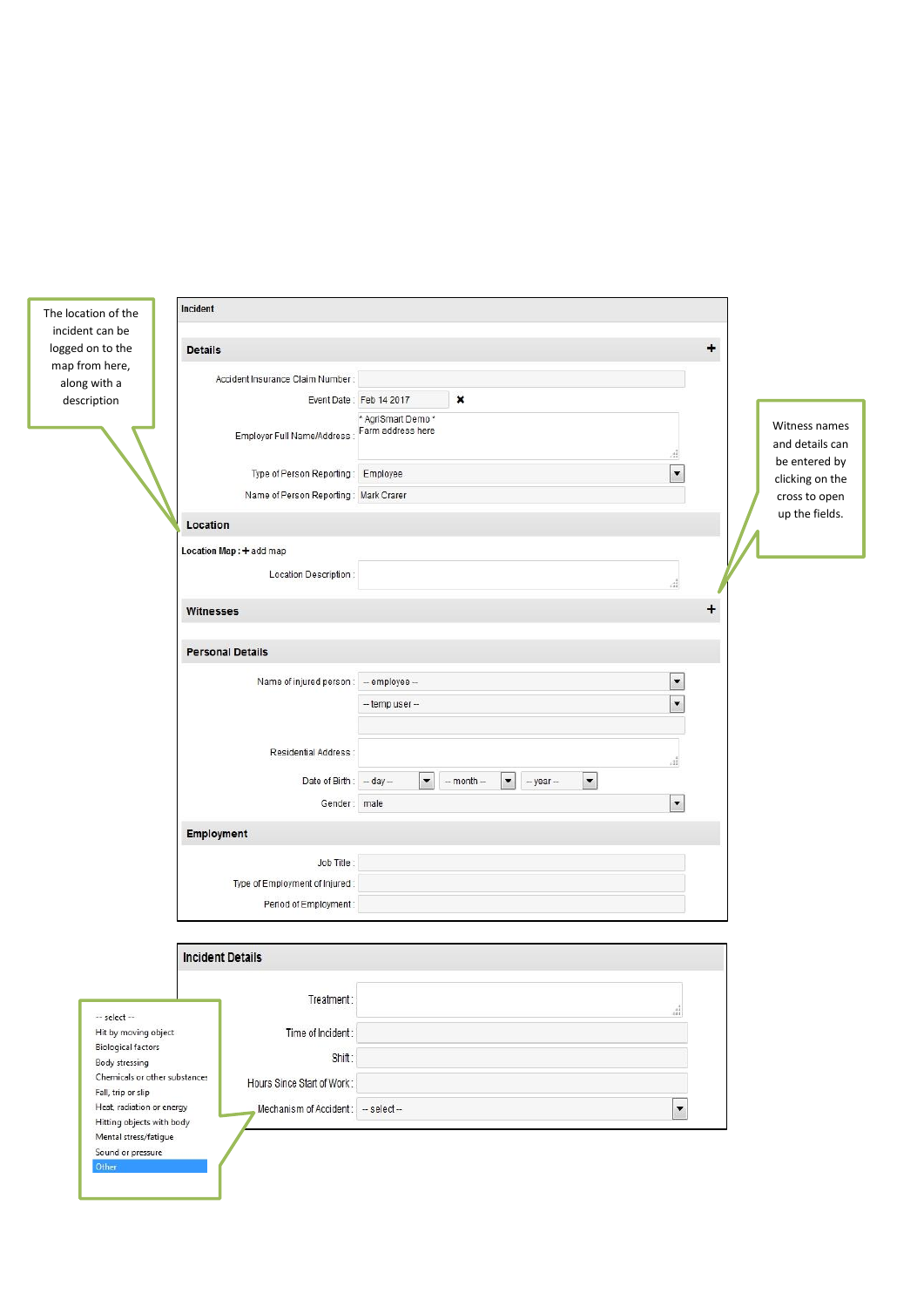The location of the incident can be logged on to the map from here, along with a description

**Incident**

**Details** +

Accident Insurance Claim Number :

Event Date : Feb 14 2017 ✖

Employer Full Name/Address : * AgriSmart Demo * Farm address here

Type of Person Reporting : Employee

Name of Person Reporting : Mark Crarer

**Location**

**Location Map :** + add map

Location Description :

**Witnesses** +

Witness names and details can be entered by clicking on the cross to open up the fields.

**Personal Details**

Name of injured person : -- employee --

-- temp user --

Residential Address :

Date of Birth : -- day -- -- month -- -- year --

Gender : male

**Employment**

Job Title :

Type of Employment of Injured :

Period of Employment :

**Incident Details**

Treatment :

Time of Incident :

Shift :

Hours Since Start of Work :

Mechanism of Accident : -- select --

- -- select --
- Hit by moving object
- Biological factors
- Body stressing
- Chemicals or other substances
- Fall, trip or slip
- Heat, radiation or energy
- Hitting objects with body
- Mental stress/fatigue
- Sound or pressure
- Other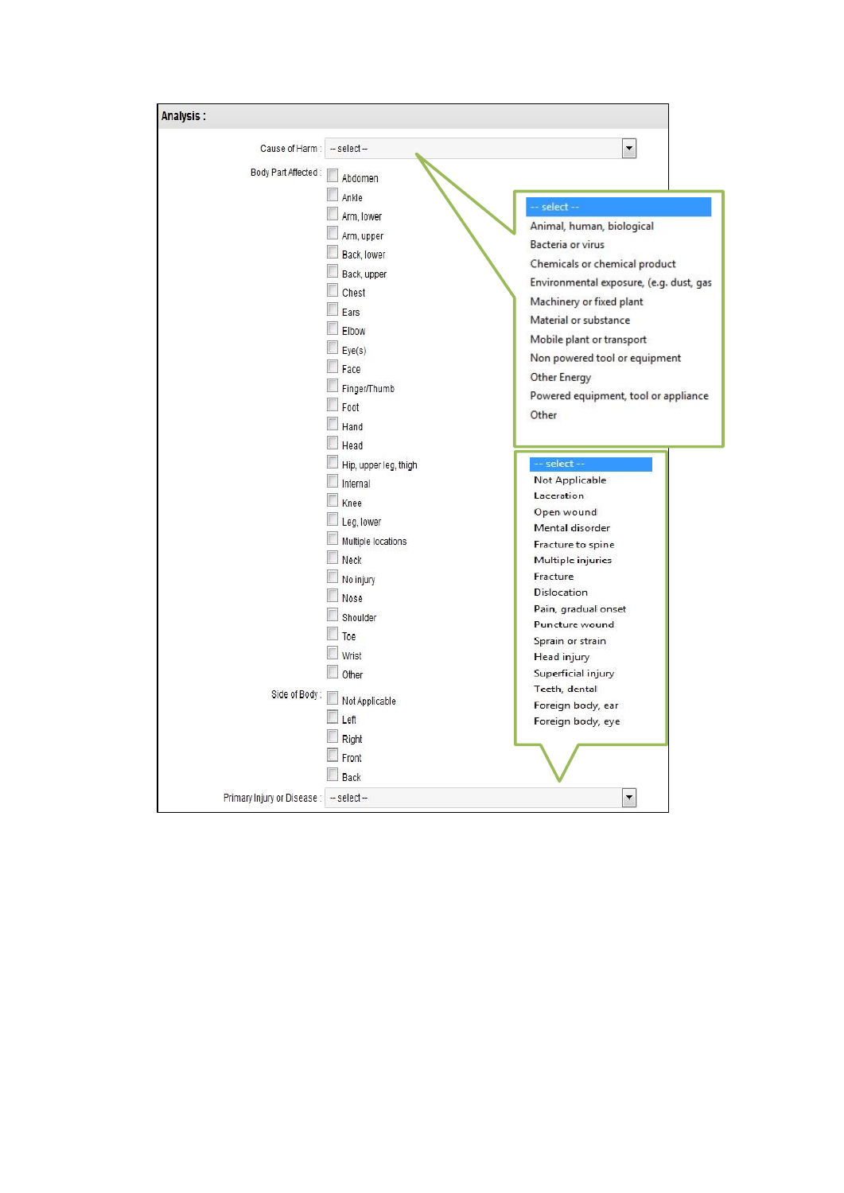**Analysis :**

Cause of Harm : -- select --

- -- select --
- Animal, human, biological
- Bacteria or virus
- Chemicals or chemical product
- Environmental exposure, (e.g. dust, gas
- Machinery or fixed plant
- Material or substance
- Mobile plant or transport
- Non powered tool or equipment
- Other Energy
- Powered equipment, tool or appliance
- Other

Body Part Affected :

- Abdomen
- Ankle
- Arm, lower
- Arm, upper
- Back, lower
- Back, upper
- Chest
- Ears
- Elbow
- Eye(s)
- Face
- Finger/Thumb
- Foot
- Hand
- Head
- Hip, upper leg, thigh
- Internal
- Knee
- Leg, lower
- Multiple locations
- Neck
- No injury
- Nose
- Shoulder
- Toe
- Wrist
- Other

Side of Body :

- Not Applicable
- Left
- Right
- Front
- Back

Primary Injury or Disease : -- select --

- -- select --
- Not Applicable
- Laceration
- Open wound
- Mental disorder
- Fracture to spine
- Multiple injuries
- Fracture
- Dislocation
- Pain, gradual onset
- Puncture wound
- Sprain or strain
- Head injury
- Superficial injury
- Teeth, dental
- Foreign body, ear
- Foreign body, eye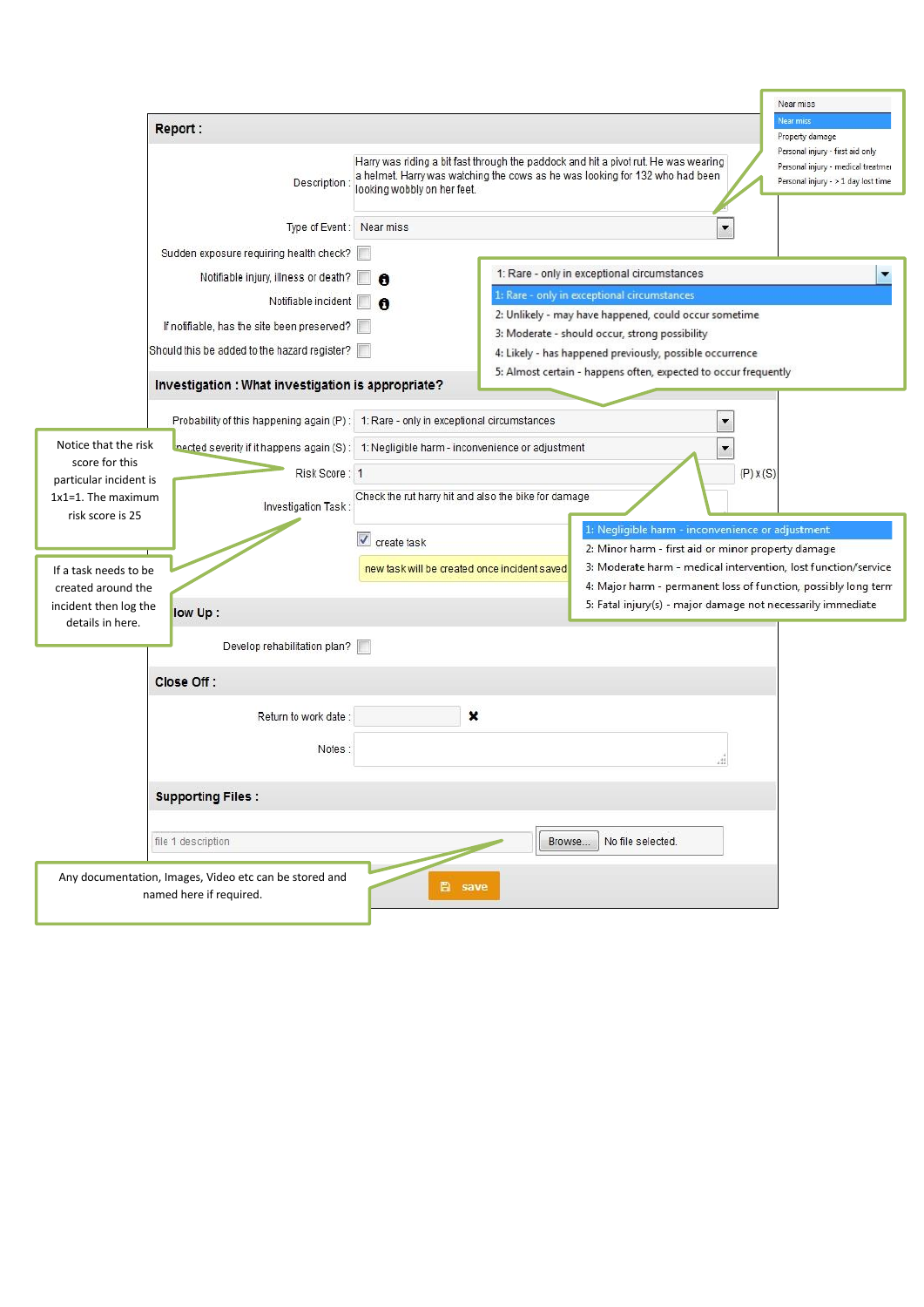## Report :

Description : Harry was riding a bit fast through the paddock and hit a pivot rut. He was wearing a helmet. Harry was watching the cows as he was looking for 132 who had been looking wobbly on her feet.

Type of Event : Near miss

- Near miss
- Near miss
- Property damage
- Personal injury - first aid only
- Personal injury - medical treatmei
- Personal injury - > 1 day lost time

Sudden exposure requiring health check?

Notifiable injury, illness or death?

Notifiable incident

If notifiable, has the site been preserved?

Should this be added to the hazard register?

- 1: Rare - only in exceptional circumstances
- 1: Rare - only in exceptional circumstances
- 2: Unlikely - may have happened, could occur sometime
- 3: Moderate - should occur, strong possibility
- 4: Likely - has happened previously, possible occurrence
- 5: Almost certain - happens often, expected to occur frequently

## Investigation : What investigation is appropriate?

Probability of this happening again (P) : 1: Rare - only in exceptional circumstances

...pected severity if it happens again (S) : 1: Negligible harm - inconvenience or adjustment

Risk Score : 1 (P) x (S)

Notice that the risk score for this particular incident is 1x1=1. The maximum risk score is 25

Investigation Task : Check the rut harry hit and also the bike for damage

create task

new task will be created once incident saved

If a task needs to be created around the incident then log the details in here.

- 1: Negligible harm - inconvenience or adjustment
- 2: Minor harm - first aid or minor property damage
- 3: Moderate harm - medical intervention, lost function/service
- 4: Major harm - permanent loss of function, possibly long term
- 5: Fatal injury(s) - major damage not necessarily immediate

## ...low Up :

Develop rehabilitation plan?

## Close Off :

Return to work date :

Notes :

## Supporting Files :

file 1 description

Browse... No file selected.

Any documentation, Images, Video etc can be stored and named here if required.

save